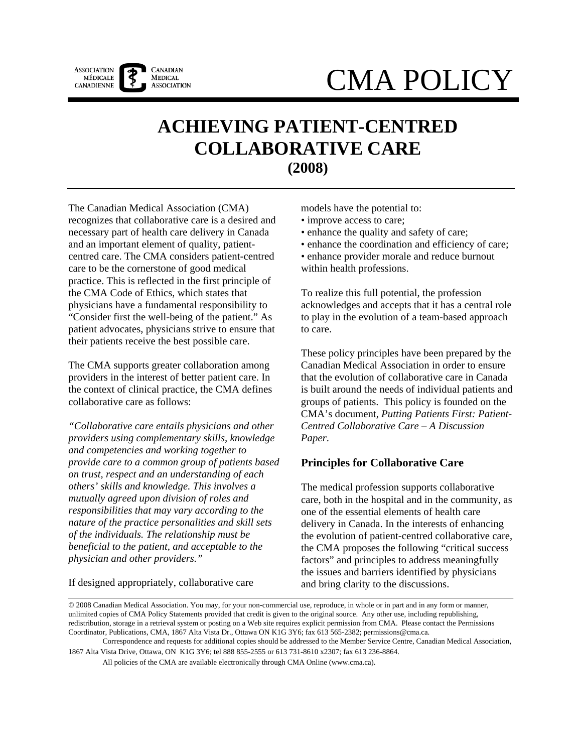# CMA POLICY

## ACHIEVING PATIENT-CENTRED COLLABORATIVE CARE (2008)

The Canadian Medical Association (CMA) recognizes that collaborative care is a desired and necessary part of health care delivery in Canada and an important element of quality, patient-centred care. The CMA considers patient-centred care to be the cornerstone of good medical practice. This is reflected in the first principle of the CMA Code of Ethics, which states that physicians have a fundamental responsibility to "Consider first the well-being of the patient." As patient advocates, physicians strive to ensure that their patients receive the best possible care.

The CMA supports greater collaboration among providers in the interest of better patient care. In the context of clinical practice, the CMA defines collaborative care as follows:

*"Collaborative care entails physicians and other providers using complementary skills, knowledge and competencies and working together to provide care to a common group of patients based on trust, respect and an understanding of each others' skills and knowledge. This involves a mutually agreed upon division of roles and responsibilities that may vary according to the nature of the practice personalities and skill sets of the individuals. The relationship must be beneficial to the patient, and acceptable to the physician and other providers."*

If designed appropriately, collaborative care models have the potential to:

- improve access to care;
- enhance the quality and safety of care;
- enhance the coordination and efficiency of care;
- enhance provider morale and reduce burnout within health professions.

To realize this full potential, the profession acknowledges and accepts that it has a central role to play in the evolution of a team-based approach to care.

These policy principles have been prepared by the Canadian Medical Association in order to ensure that the evolution of collaborative care in Canada is built around the needs of individual patients and groups of patients. This policy is founded on the CMA's document, *Putting Patients First: Patient-Centred Collaborative Care – A Discussion Paper*.

### Principles for Collaborative Care

The medical profession supports collaborative care, both in the hospital and in the community, as one of the essential elements of health care delivery in Canada. In the interests of enhancing the evolution of patient-centred collaborative care, the CMA proposes the following "critical success factors" and principles to address meaningfully the issues and barriers identified by physicians and bring clarity to the discussions.

---

© 2008 Canadian Medical Association. You may, for your non-commercial use, reproduce, in whole or in part and in any form or manner, unlimited copies of CMA Policy Statements provided that credit is given to the original source. Any other use, including republishing, redistribution, storage in a retrieval system or posting on a Web site requires explicit permission from CMA. Please contact the Permissions Coordinator, Publications, CMA, 1867 Alta Vista Dr., Ottawa ON K1G 3Y6; fax 613 565-2382; permissions@cma.ca.

Correspondence and requests for additional copies should be addressed to the Member Service Centre, Canadian Medical Association, 1867 Alta Vista Drive, Ottawa, ON K1G 3Y6; tel 888 855-2555 or 613 731-8610 x2307; fax 613 236-8864.

All policies of the CMA are available electronically through CMA Online (www.cma.ca).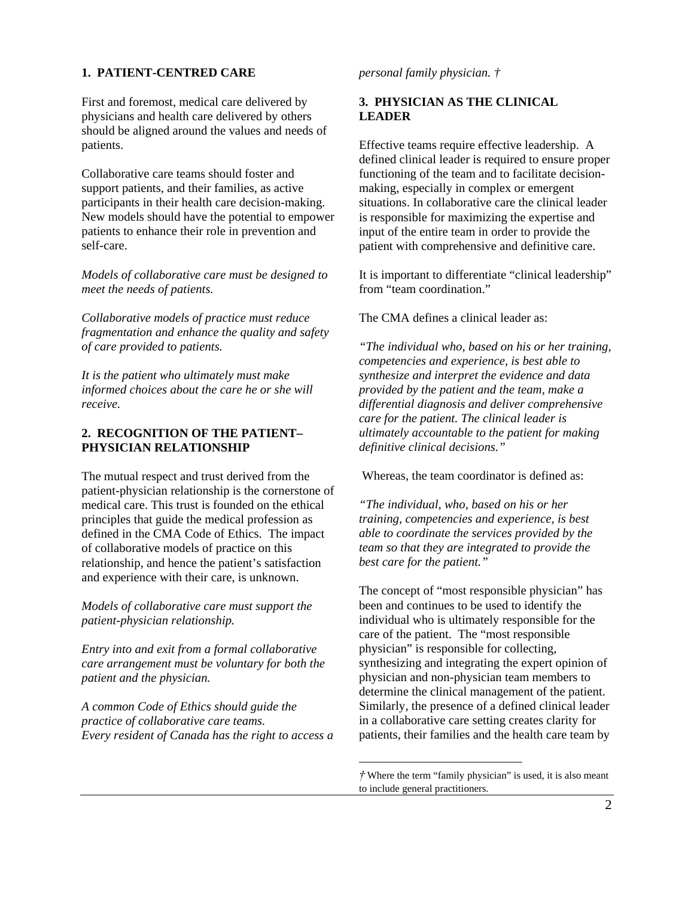## 1. PATIENT-CENTRED CARE

First and foremost, medical care delivered by physicians and health care delivered by others should be aligned around the values and needs of patients.

Collaborative care teams should foster and support patients, and their families, as active participants in their health care decision-making. New models should have the potential to empower patients to enhance their role in prevention and self-care.

*Models of collaborative care must be designed to meet the needs of patients.*

*Collaborative models of practice must reduce fragmentation and enhance the quality and safety of care provided to patients.*

*It is the patient who ultimately must make informed choices about the care he or she will receive.*

## 2. RECOGNITION OF THE PATIENT–PHYSICIAN RELATIONSHIP

The mutual respect and trust derived from the patient-physician relationship is the cornerstone of medical care. This trust is founded on the ethical principles that guide the medical profession as defined in the CMA Code of Ethics. The impact of collaborative models of practice on this relationship, and hence the patient's satisfaction and experience with their care, is unknown.

*Models of collaborative care must support the patient-physician relationship.*

*Entry into and exit from a formal collaborative care arrangement must be voluntary for both the patient and the physician.*

*A common Code of Ethics should guide the practice of collaborative care teams.*
*Every resident of Canada has the right to access a personal family physician. †*

## 3. PHYSICIAN AS THE CLINICAL LEADER

Effective teams require effective leadership. A defined clinical leader is required to ensure proper functioning of the team and to facilitate decision-making, especially in complex or emergent situations. In collaborative care the clinical leader is responsible for maximizing the expertise and input of the entire team in order to provide the patient with comprehensive and definitive care.

It is important to differentiate "clinical leadership" from "team coordination."

The CMA defines a clinical leader as:

*"The individual who, based on his or her training, competencies and experience, is best able to synthesize and interpret the evidence and data provided by the patient and the team, make a differential diagnosis and deliver comprehensive care for the patient. The clinical leader is ultimately accountable to the patient for making definitive clinical decisions."*

Whereas, the team coordinator is defined as:

*"The individual, who, based on his or her training, competencies and experience, is best able to coordinate the services provided by the team so that they are integrated to provide the best care for the patient."*

The concept of "most responsible physician" has been and continues to be used to identify the individual who is ultimately responsible for the care of the patient. The "most responsible physician" is responsible for collecting, synthesizing and integrating the expert opinion of physician and non-physician team members to determine the clinical management of the patient. Similarly, the presence of a defined clinical leader in a collaborative care setting creates clarity for patients, their families and the health care team by

† Where the term "family physician" is used, it is also meant to include general practitioners.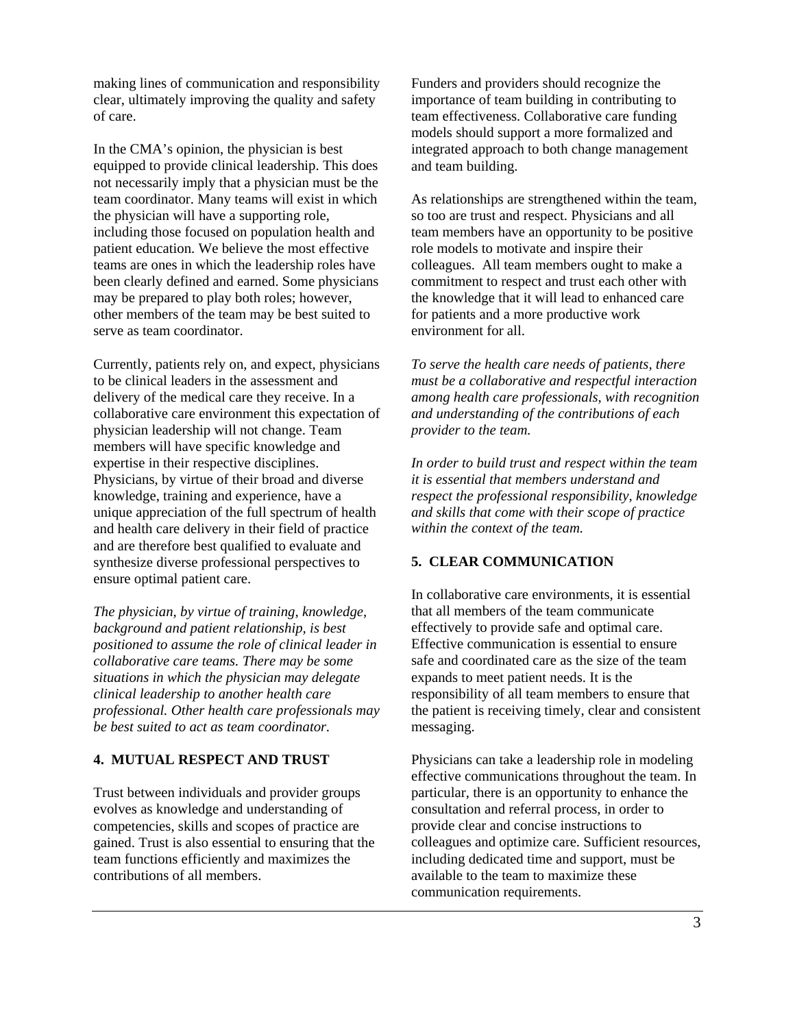making lines of communication and responsibility clear, ultimately improving the quality and safety of care.

In the CMA's opinion, the physician is best equipped to provide clinical leadership. This does not necessarily imply that a physician must be the team coordinator. Many teams will exist in which the physician will have a supporting role, including those focused on population health and patient education. We believe the most effective teams are ones in which the leadership roles have been clearly defined and earned. Some physicians may be prepared to play both roles; however, other members of the team may be best suited to serve as team coordinator.

Currently, patients rely on, and expect, physicians to be clinical leaders in the assessment and delivery of the medical care they receive. In a collaborative care environment this expectation of physician leadership will not change. Team members will have specific knowledge and expertise in their respective disciplines. Physicians, by virtue of their broad and diverse knowledge, training and experience, have a unique appreciation of the full spectrum of health and health care delivery in their field of practice and are therefore best qualified to evaluate and synthesize diverse professional perspectives to ensure optimal patient care.

*The physician, by virtue of training, knowledge, background and patient relationship, is best positioned to assume the role of clinical leader in collaborative care teams. There may be some situations in which the physician may delegate clinical leadership to another health care professional. Other health care professionals may be best suited to act as team coordinator.*

## 4. MUTUAL RESPECT AND TRUST

Trust between individuals and provider groups evolves as knowledge and understanding of competencies, skills and scopes of practice are gained. Trust is also essential to ensuring that the team functions efficiently and maximizes the contributions of all members.

Funders and providers should recognize the importance of team building in contributing to team effectiveness. Collaborative care funding models should support a more formalized and integrated approach to both change management and team building.

As relationships are strengthened within the team, so too are trust and respect. Physicians and all team members have an opportunity to be positive role models to motivate and inspire their colleagues. All team members ought to make a commitment to respect and trust each other with the knowledge that it will lead to enhanced care for patients and a more productive work environment for all.

*To serve the health care needs of patients, there must be a collaborative and respectful interaction among health care professionals, with recognition and understanding of the contributions of each provider to the team.*

*In order to build trust and respect within the team it is essential that members understand and respect the professional responsibility, knowledge and skills that come with their scope of practice within the context of the team.*

## 5. CLEAR COMMUNICATION

In collaborative care environments, it is essential that all members of the team communicate effectively to provide safe and optimal care. Effective communication is essential to ensure safe and coordinated care as the size of the team expands to meet patient needs. It is the responsibility of all team members to ensure that the patient is receiving timely, clear and consistent messaging.

Physicians can take a leadership role in modeling effective communications throughout the team. In particular, there is an opportunity to enhance the consultation and referral process, in order to provide clear and concise instructions to colleagues and optimize care. Sufficient resources, including dedicated time and support, must be available to the team to maximize these communication requirements.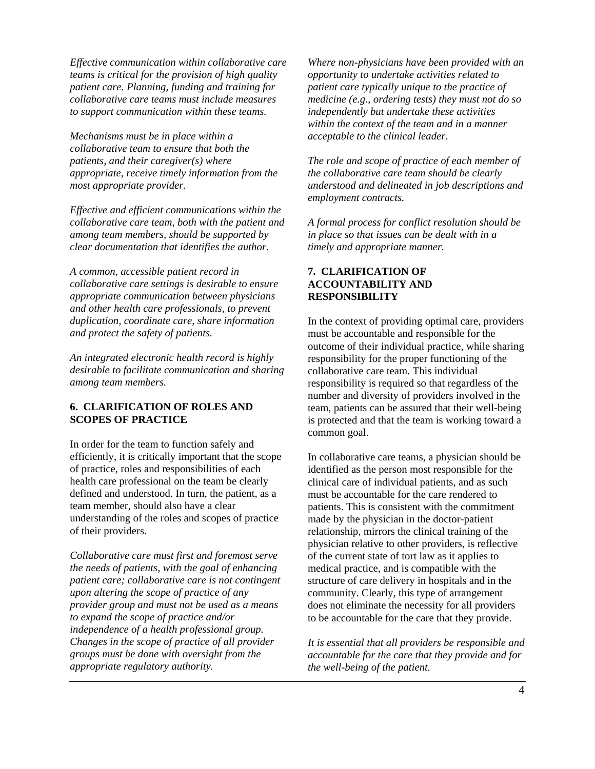*Effective communication within collaborative care teams is critical for the provision of high quality patient care. Planning, funding and training for collaborative care teams must include measures to support communication within these teams.*

*Mechanisms must be in place within a collaborative team to ensure that both the patients, and their caregiver(s) where appropriate, receive timely information from the most appropriate provider.*

*Effective and efficient communications within the collaborative care team, both with the patient and among team members, should be supported by clear documentation that identifies the author.*

*A common, accessible patient record in collaborative care settings is desirable to ensure appropriate communication between physicians and other health care professionals, to prevent duplication, coordinate care, share information and protect the safety of patients.*

*An integrated electronic health record is highly desirable to facilitate communication and sharing among team members.*

### 6. CLARIFICATION OF ROLES AND SCOPES OF PRACTICE

In order for the team to function safely and efficiently, it is critically important that the scope of practice, roles and responsibilities of each health care professional on the team be clearly defined and understood. In turn, the patient, as a team member, should also have a clear understanding of the roles and scopes of practice of their providers.

*Collaborative care must first and foremost serve the needs of patients, with the goal of enhancing patient care; collaborative care is not contingent upon altering the scope of practice of any provider group and must not be used as a means to expand the scope of practice and/or independence of a health professional group. Changes in the scope of practice of all provider groups must be done with oversight from the appropriate regulatory authority.*

*Where non-physicians have been provided with an opportunity to undertake activities related to patient care typically unique to the practice of medicine (e.g., ordering tests) they must not do so independently but undertake these activities within the context of the team and in a manner acceptable to the clinical leader.*

*The role and scope of practice of each member of the collaborative care team should be clearly understood and delineated in job descriptions and employment contracts.*

*A formal process for conflict resolution should be in place so that issues can be dealt with in a timely and appropriate manner.*

### 7. CLARIFICATION OF ACCOUNTABILITY AND RESPONSIBILITY

In the context of providing optimal care, providers must be accountable and responsible for the outcome of their individual practice, while sharing responsibility for the proper functioning of the collaborative care team. This individual responsibility is required so that regardless of the number and diversity of providers involved in the team, patients can be assured that their well-being is protected and that the team is working toward a common goal.

In collaborative care teams, a physician should be identified as the person most responsible for the clinical care of individual patients, and as such must be accountable for the care rendered to patients. This is consistent with the commitment made by the physician in the doctor-patient relationship, mirrors the clinical training of the physician relative to other providers, is reflective of the current state of tort law as it applies to medical practice, and is compatible with the structure of care delivery in hospitals and in the community. Clearly, this type of arrangement does not eliminate the necessity for all providers to be accountable for the care that they provide.

*It is essential that all providers be responsible and accountable for the care that they provide and for the well-being of the patient.*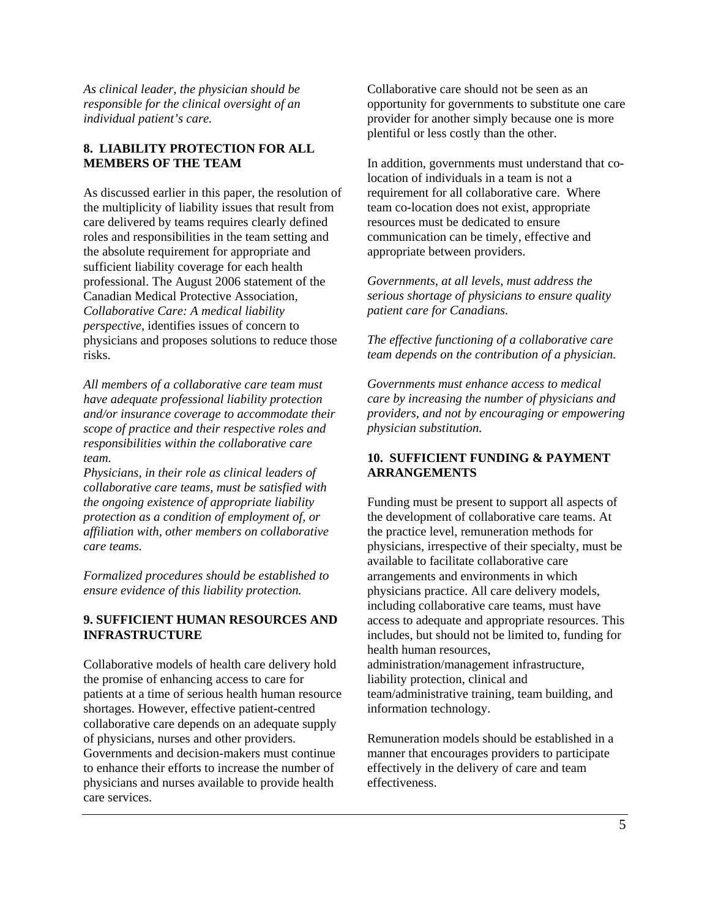*As clinical leader, the physician should be responsible for the clinical oversight of an individual patient's care.*

## 8. LIABILITY PROTECTION FOR ALL MEMBERS OF THE TEAM

As discussed earlier in this paper, the resolution of the multiplicity of liability issues that result from care delivered by teams requires clearly defined roles and responsibilities in the team setting and the absolute requirement for appropriate and sufficient liability coverage for each health professional. The August 2006 statement of the Canadian Medical Protective Association, *Collaborative Care: A medical liability perspective*, identifies issues of concern to physicians and proposes solutions to reduce those risks.

*All members of a collaborative care team must have adequate professional liability protection and/or insurance coverage to accommodate their scope of practice and their respective roles and responsibilities within the collaborative care team.*

*Physicians, in their role as clinical leaders of collaborative care teams, must be satisfied with the ongoing existence of appropriate liability protection as a condition of employment of, or affiliation with, other members on collaborative care teams.*

*Formalized procedures should be established to ensure evidence of this liability protection.*

## 9. SUFFICIENT HUMAN RESOURCES AND INFRASTRUCTURE

Collaborative models of health care delivery hold the promise of enhancing access to care for patients at a time of serious health human resource shortages. However, effective patient-centred collaborative care depends on an adequate supply of physicians, nurses and other providers. Governments and decision-makers must continue to enhance their efforts to increase the number of physicians and nurses available to provide health care services.

Collaborative care should not be seen as an opportunity for governments to substitute one care provider for another simply because one is more plentiful or less costly than the other.

In addition, governments must understand that co-location of individuals in a team is not a requirement for all collaborative care. Where team co-location does not exist, appropriate resources must be dedicated to ensure communication can be timely, effective and appropriate between providers.

*Governments, at all levels, must address the serious shortage of physicians to ensure quality patient care for Canadians.*

*The effective functioning of a collaborative care team depends on the contribution of a physician.*

*Governments must enhance access to medical care by increasing the number of physicians and providers, and not by encouraging or empowering physician substitution.*

## 10. SUFFICIENT FUNDING & PAYMENT ARRANGEMENTS

Funding must be present to support all aspects of the development of collaborative care teams. At the practice level, remuneration methods for physicians, irrespective of their specialty, must be available to facilitate collaborative care arrangements and environments in which physicians practice. All care delivery models, including collaborative care teams, must have access to adequate and appropriate resources. This includes, but should not be limited to, funding for health human resources, administration/management infrastructure, liability protection, clinical and team/administrative training, team building, and information technology.

Remuneration models should be established in a manner that encourages providers to participate effectively in the delivery of care and team effectiveness.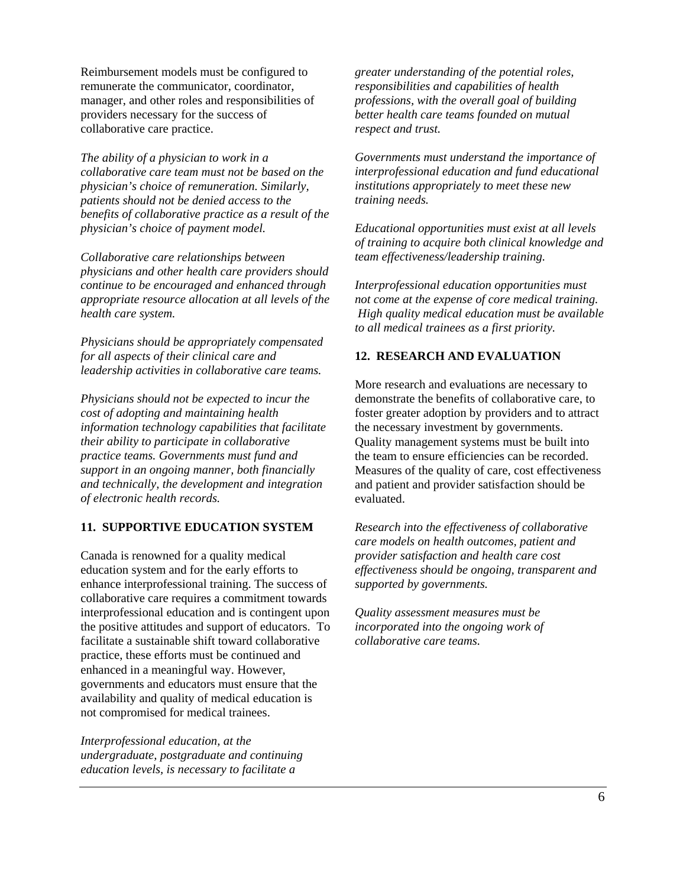Reimbursement models must be configured to remunerate the communicator, coordinator, manager, and other roles and responsibilities of providers necessary for the success of collaborative care practice.

*The ability of a physician to work in a collaborative care team must not be based on the physician's choice of remuneration. Similarly, patients should not be denied access to the benefits of collaborative practice as a result of the physician's choice of payment model.*

*Collaborative care relationships between physicians and other health care providers should continue to be encouraged and enhanced through appropriate resource allocation at all levels of the health care system.*

*Physicians should be appropriately compensated for all aspects of their clinical care and leadership activities in collaborative care teams.*

*Physicians should not be expected to incur the cost of adopting and maintaining health information technology capabilities that facilitate their ability to participate in collaborative practice teams. Governments must fund and support in an ongoing manner, both financially and technically, the development and integration of electronic health records.*

## 11. SUPPORTIVE EDUCATION SYSTEM

Canada is renowned for a quality medical education system and for the early efforts to enhance interprofessional training. The success of collaborative care requires a commitment towards interprofessional education and is contingent upon the positive attitudes and support of educators. To facilitate a sustainable shift toward collaborative practice, these efforts must be continued and enhanced in a meaningful way. However, governments and educators must ensure that the availability and quality of medical education is not compromised for medical trainees.

*Interprofessional education, at the undergraduate, postgraduate and continuing education levels, is necessary to facilitate a greater understanding of the potential roles, responsibilities and capabilities of health professions, with the overall goal of building better health care teams founded on mutual respect and trust.*

*Governments must understand the importance of interprofessional education and fund educational institutions appropriately to meet these new training needs.*

*Educational opportunities must exist at all levels of training to acquire both clinical knowledge and team effectiveness/leadership training.*

*Interprofessional education opportunities must not come at the expense of core medical training. High quality medical education must be available to all medical trainees as a first priority.*

## 12. RESEARCH AND EVALUATION

More research and evaluations are necessary to demonstrate the benefits of collaborative care, to foster greater adoption by providers and to attract the necessary investment by governments. Quality management systems must be built into the team to ensure efficiencies can be recorded. Measures of the quality of care, cost effectiveness and patient and provider satisfaction should be evaluated.

*Research into the effectiveness of collaborative care models on health outcomes, patient and provider satisfaction and health care cost effectiveness should be ongoing, transparent and supported by governments.*

*Quality assessment measures must be incorporated into the ongoing work of collaborative care teams.*